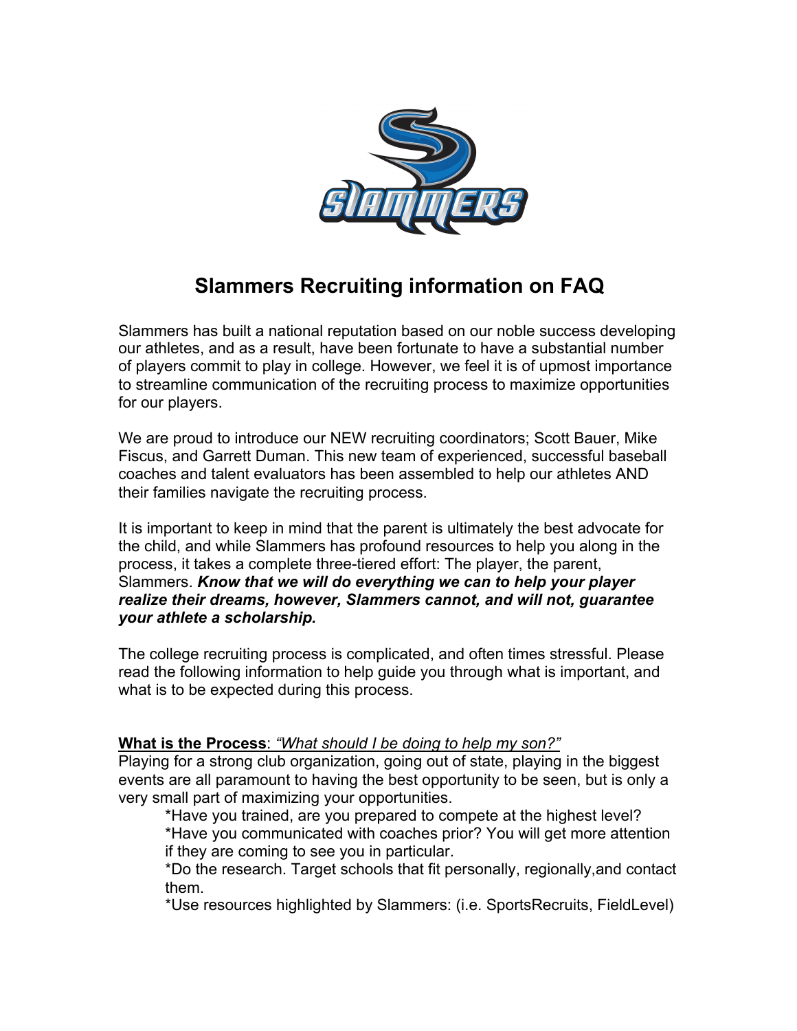# Slammers Recruiting information on FAQ

Slammers has built a national reputation based on our noble success developing our athletes, and as a result, have been fortunate to have a substantial number of players commit to play in college. However, we feel it is of upmost importance to streamline communication of the recruiting process to maximize opportunities for our players.

We are proud to introduce our NEW recruiting coordinators; Scott Bauer, Mike Fiscus, and Garrett Duman. This new team of experienced, successful baseball coaches and talent evaluators has been assembled to help our athletes AND their families navigate the recruiting process.

It is important to keep in mind that the parent is ultimately the best advocate for the child, and while Slammers has profound resources to help you along in the process, it takes a complete three-tiered effort: The player, the parent, Slammers. ***Know that we will do everything we can to help your player realize their dreams, however, Slammers cannot, and will not, guarantee your athlete a scholarship.***

The college recruiting process is complicated, and often times stressful. Please read the following information to help guide you through what is important, and what is to be expected during this process.

**What is the Process**: *"What should I be doing to help my son?"*

Playing for a strong club organization, going out of state, playing in the biggest events are all paramount to having the best opportunity to be seen, but is only a very small part of maximizing your opportunities.

*Have you trained, are you prepared to compete at the highest level?

*Have you communicated with coaches prior? You will get more attention if they are coming to see you in particular.

*Do the research. Target schools that fit personally, regionally,and contact them.

*Use resources highlighted by Slammers: (i.e. SportsRecruits, FieldLevel)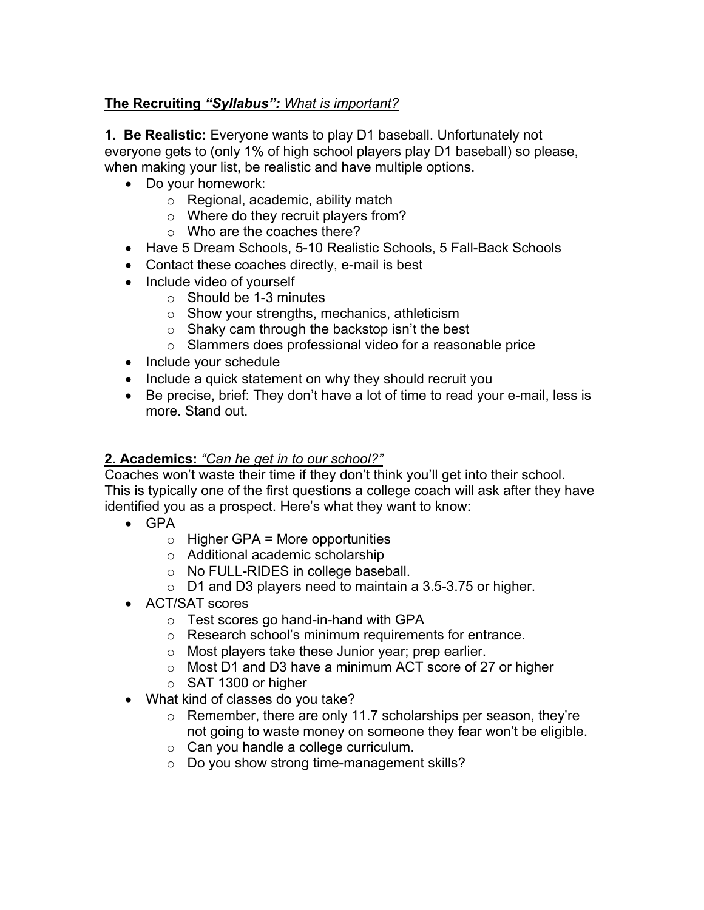**<u>The Recruiting *"Syllabus":* *What is important?*</u>**

**1. Be Realistic:** Everyone wants to play D1 baseball. Unfortunately not everyone gets to (only 1% of high school players play D1 baseball) so please, when making your list, be realistic and have multiple options.

- Do your homework:
    - Regional, academic, ability match
    - Where do they recruit players from?
    - Who are the coaches there?
- Have 5 Dream Schools, 5-10 Realistic Schools, 5 Fall-Back Schools
- Contact these coaches directly, e-mail is best
- Include video of yourself
    - Should be 1-3 minutes
    - Show your strengths, mechanics, athleticism
    - Shaky cam through the backstop isn't the best
    - Slammers does professional video for a reasonable price
- Include your schedule
- Include a quick statement on why they should recruit you
- Be precise, brief: They don't have a lot of time to read your e-mail, less is more. Stand out.

**<u>2. Academics:</u>** <u>*"Can he get in to our school?"*</u>

Coaches won't waste their time if they don't think you'll get into their school. This is typically one of the first questions a college coach will ask after they have identified you as a prospect. Here's what they want to know:

- GPA
    - Higher GPA = More opportunities
    - Additional academic scholarship
    - No FULL-RIDES in college baseball.
    - D1 and D3 players need to maintain a 3.5-3.75 or higher.
- ACT/SAT scores
    - Test scores go hand-in-hand with GPA
    - Research school's minimum requirements for entrance.
    - Most players take these Junior year; prep earlier.
    - Most D1 and D3 have a minimum ACT score of 27 or higher
    - SAT 1300 or higher
- What kind of classes do you take?
    - Remember, there are only 11.7 scholarships per season, they're not going to waste money on someone they fear won't be eligible.
    - Can you handle a college curriculum.
    - Do you show strong time-management skills?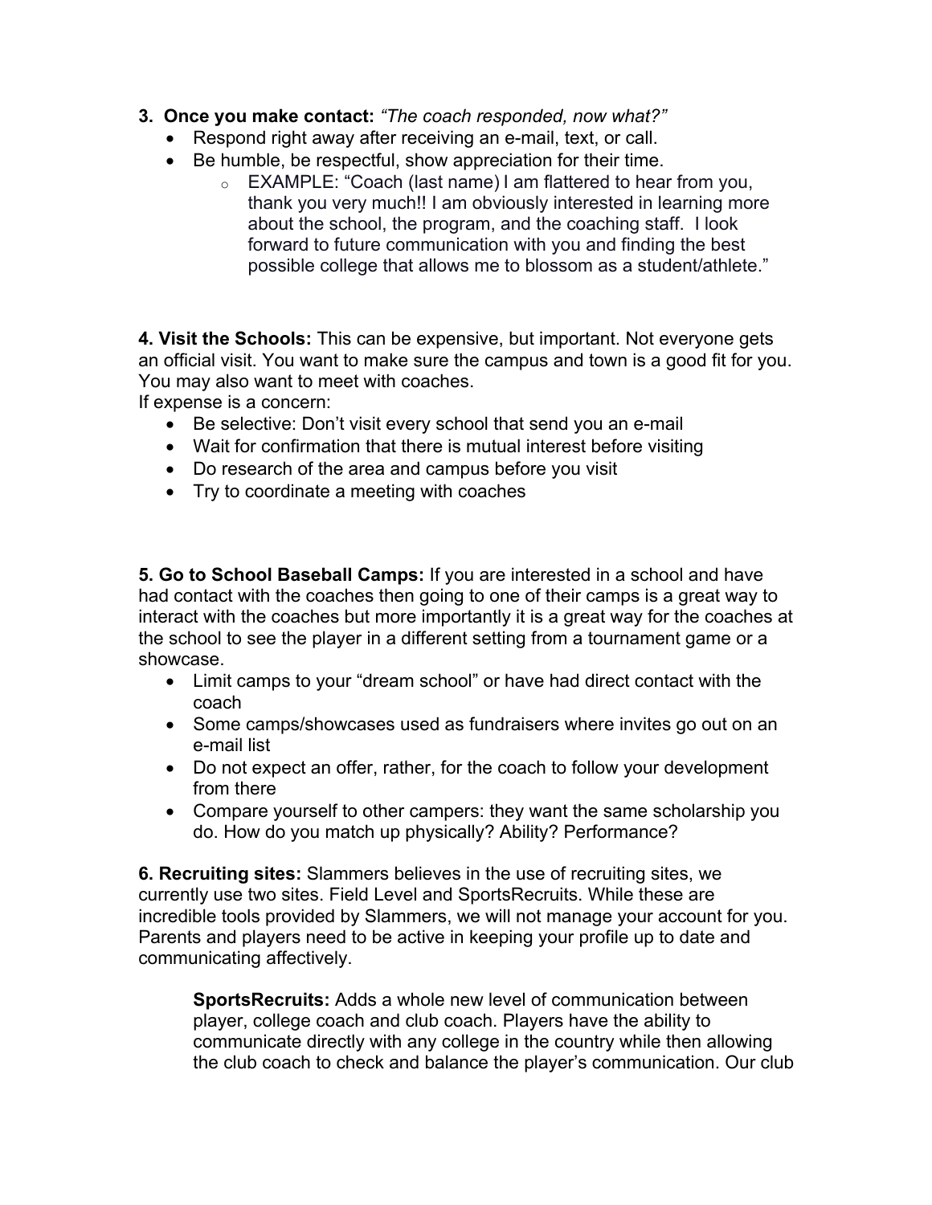**3. Once you make contact:** *"The coach responded, now what?"*

- Respond right away after receiving an e-mail, text, or call.
- Be humble, be respectful, show appreciation for their time.
  - EXAMPLE: "Coach (last name) I am flattered to hear from you, thank you very much!! I am obviously interested in learning more about the school, the program, and the coaching staff. I look forward to future communication with you and finding the best possible college that allows me to blossom as a student/athlete."

**4. Visit the Schools:** This can be expensive, but important. Not everyone gets an official visit. You want to make sure the campus and town is a good fit for you. You may also want to meet with coaches.
If expense is a concern:

- Be selective: Don't visit every school that send you an e-mail
- Wait for confirmation that there is mutual interest before visiting
- Do research of the area and campus before you visit
- Try to coordinate a meeting with coaches

**5. Go to School Baseball Camps:** If you are interested in a school and have had contact with the coaches then going to one of their camps is a great way to interact with the coaches but more importantly it is a great way for the coaches at the school to see the player in a different setting from a tournament game or a showcase.

- Limit camps to your "dream school" or have had direct contact with the coach
- Some camps/showcases used as fundraisers where invites go out on an e-mail list
- Do not expect an offer, rather, for the coach to follow your development from there
- Compare yourself to other campers: they want the same scholarship you do. How do you match up physically? Ability? Performance?

**6. Recruiting sites:** Slammers believes in the use of recruiting sites, we currently use two sites. Field Level and SportsRecruits. While these are incredible tools provided by Slammers, we will not manage your account for you. Parents and players need to be active in keeping your profile up to date and communicating affectively.

> **SportsRecruits:** Adds a whole new level of communication between player, college coach and club coach. Players have the ability to communicate directly with any college in the country while then allowing the club coach to check and balance the player's communication. Our club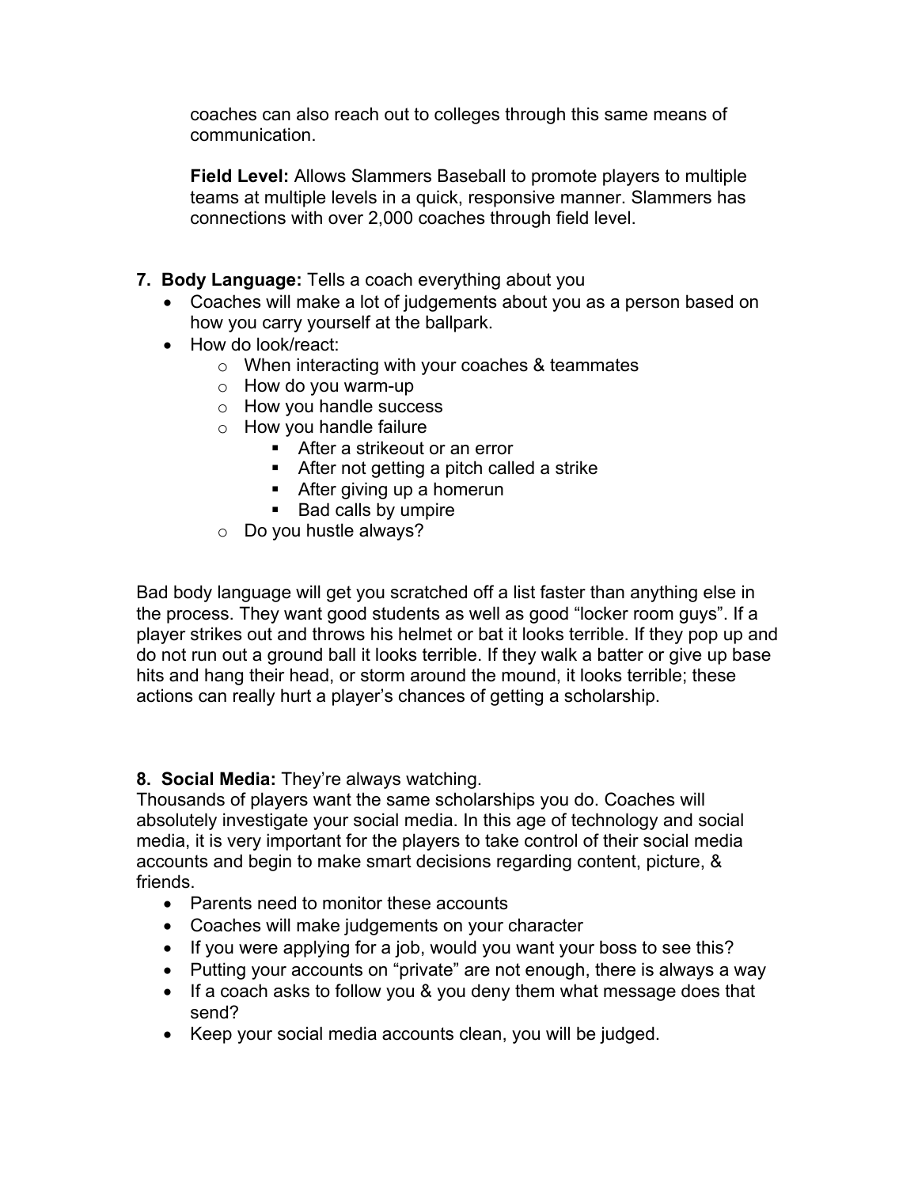coaches can also reach out to colleges through this same means of communication.

**Field Level:** Allows Slammers Baseball to promote players to multiple teams at multiple levels in a quick, responsive manner. Slammers has connections with over 2,000 coaches through field level.

7. **Body Language:** Tells a coach everything about you
    - Coaches will make a lot of judgements about you as a person based on how you carry yourself at the ballpark.
    - How do look/react:
        - When interacting with your coaches & teammates
        - How do you warm-up
        - How you handle success
        - How you handle failure
            - After a strikeout or an error
            - After not getting a pitch called a strike
            - After giving up a homerun
            - Bad calls by umpire
        - Do you hustle always?

Bad body language will get you scratched off a list faster than anything else in the process. They want good students as well as good "locker room guys". If a player strikes out and throws his helmet or bat it looks terrible. If they pop up and do not run out a ground ball it looks terrible. If they walk a batter or give up base hits and hang their head, or storm around the mound, it looks terrible; these actions can really hurt a player's chances of getting a scholarship.

8. **Social Media:** They're always watching.

Thousands of players want the same scholarships you do. Coaches will absolutely investigate your social media. In this age of technology and social media, it is very important for the players to take control of their social media accounts and begin to make smart decisions regarding content, picture, & friends.

- Parents need to monitor these accounts
- Coaches will make judgements on your character
- If you were applying for a job, would you want your boss to see this?
- Putting your accounts on "private" are not enough, there is always a way
- If a coach asks to follow you & you deny them what message does that send?
- Keep your social media accounts clean, you will be judged.